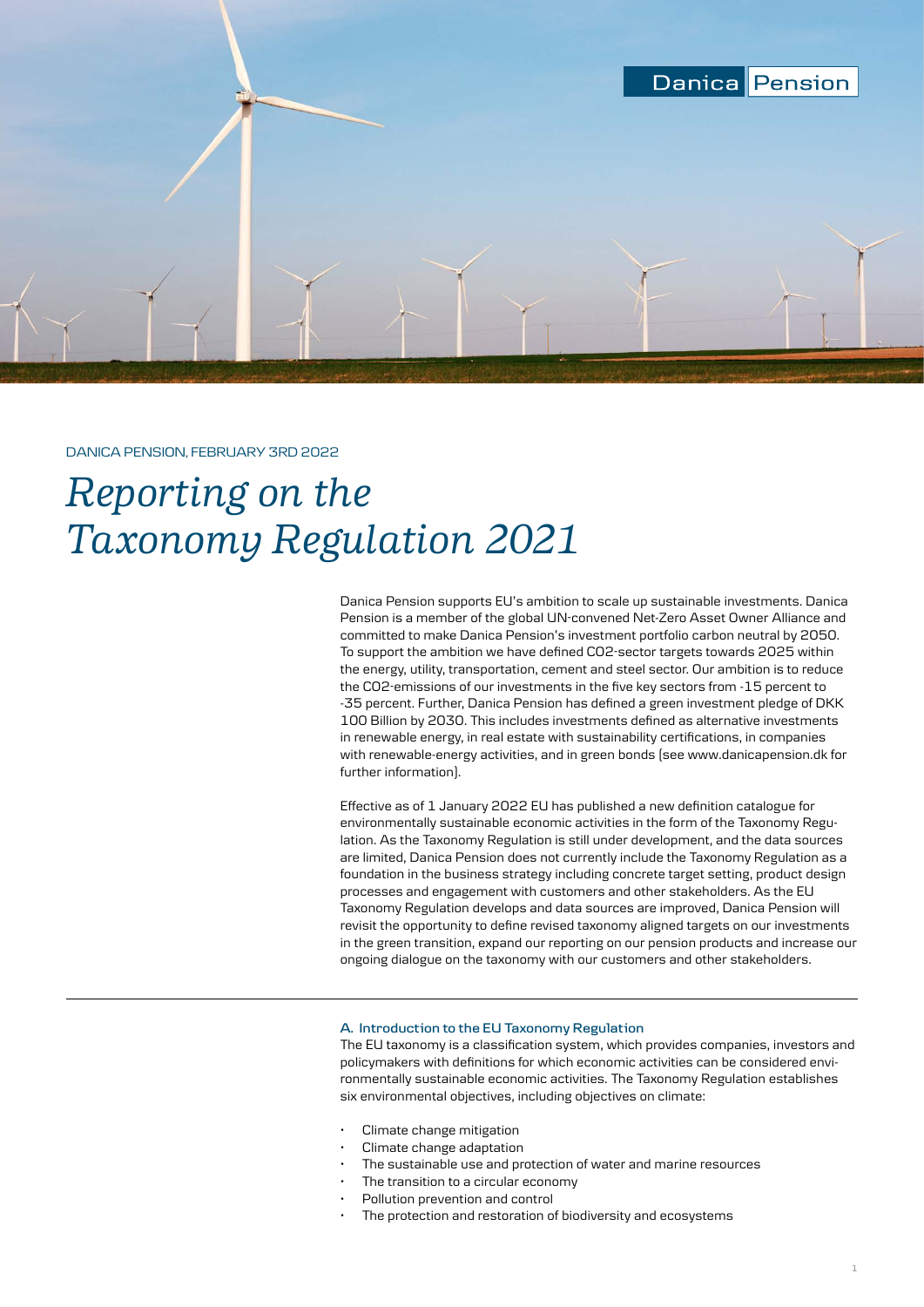DANICA PENSION, FEBRUARY 3RD 2022

# *Reporting on the Taxonomy Regulation 2021*

Danica Pension supports EU's ambition to scale up sustainable investments. Danica Pension is a member of the global UN-convened Net-Zero Asset Owner Alliance and committed to make Danica Pension's investment portfolio carbon neutral by 2050. To support the ambition we have defined CO2-sector targets towards 2025 within the energy, utility, transportation, cement and steel sector. Our ambition is to reduce the CO2-emissions of our investments in the five key sectors from -15 percent to -35 percent. Further, Danica Pension has defined a green investment pledge of DKK 100 Billion by 2030. This includes investments defined as alternative investments in renewable energy, in real estate with sustainability certifications, in companies with renewable-energy activities, and in green bonds (see www.danicapension.dk for further information).

Effective as of 1 January 2022 EU has published a new definition catalogue for environmentally sustainable economic activities in the form of the Taxonomy Regulation. As the Taxonomy Regulation is still under development, and the data sources are limited, Danica Pension does not currently include the Taxonomy Regulation as a foundation in the business strategy including concrete target setting, product design processes and engagement with customers and other stakeholders. As the EU Taxonomy Regulation develops and data sources are improved, Danica Pension will revisit the opportunity to define revised taxonomy aligned targets on our investments in the green transition, expand our reporting on our pension products and increase our ongoing dialogue on the taxonomy with our customers and other stakeholders.

---

#### A. Introduction to the EU Taxonomy Regulation

The EU taxonomy is a classification system, which provides companies, investors and policymakers with definitions for which economic activities can be considered environmentally sustainable economic activities. The Taxonomy Regulation establishes six environmental objectives, including objectives on climate:

- Climate change mitigation
- Climate change adaptation
- The sustainable use and protection of water and marine resources
- The transition to a circular economy
- Pollution prevention and control
- The protection and restoration of biodiversity and ecosystems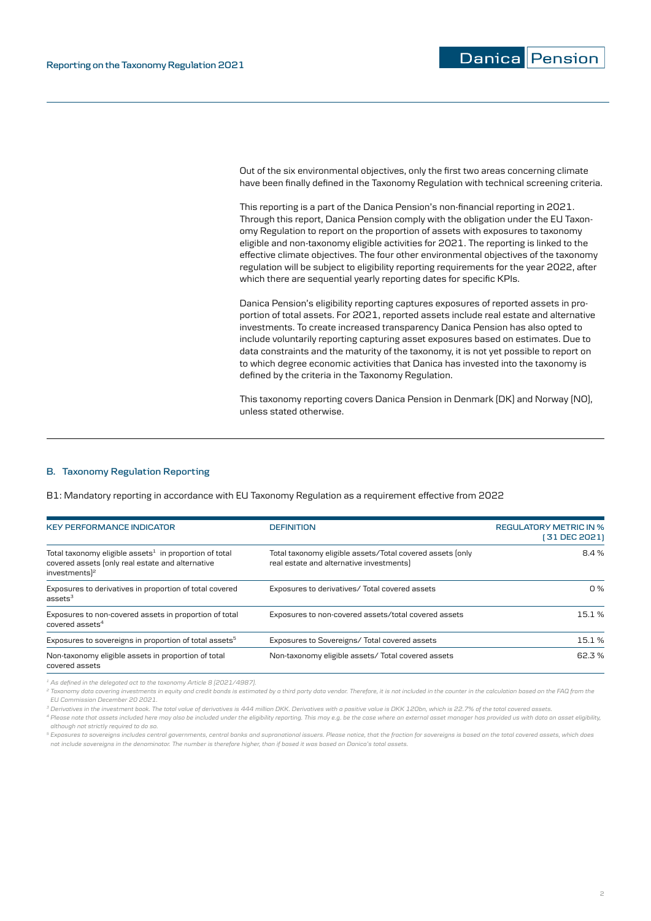Out of the six environmental objectives, only the first two areas concerning climate have been finally defined in the Taxonomy Regulation with technical screening criteria.

This reporting is a part of the Danica Pension's non-financial reporting in 2021. Through this report, Danica Pension comply with the obligation under the EU Taxonomy Regulation to report on the proportion of assets with exposures to taxonomy eligible and non-taxonomy eligible activities for 2021. The reporting is linked to the effective climate objectives. The four other environmental objectives of the taxonomy regulation will be subject to eligibility reporting requirements for the year 2022, after which there are sequential yearly reporting dates for specific KPIs.

Danica Pension's eligibility reporting captures exposures of reported assets in proportion of total assets. For 2021, reported assets include real estate and alternative investments. To create increased transparency Danica Pension has also opted to include voluntarily reporting capturing asset exposures based on estimates. Due to data constraints and the maturity of the taxonomy, it is not yet possible to report on to which degree economic activities that Danica has invested into the taxonomy is defined by the criteria in the Taxonomy Regulation.

This taxonomy reporting covers Danica Pension in Denmark (DK) and Norway (NO), unless stated otherwise.

## B. Taxonomy Regulation Reporting

B1: Mandatory reporting in accordance with EU Taxonomy Regulation as a requirement effective from 2022

| KEY PERFORMANCE INDICATOR | DEFINITION | REGULATORY METRIC IN % (31 DEC 2021) |
|---|---|---|
| Total taxonomy eligible assets[1] in proportion of total covered assets (only real estate and alternative investments)[2] | Total taxonomy eligible assets/Total covered assets (only real estate and alternative investments) | 8.4 % |
| Exposures to derivatives in proportion of total covered assets[3] | Exposures to derivatives/ Total covered assets | 0 % |
| Exposures to non-covered assets in proportion of total covered assets[4] | Exposures to non-covered assets/total covered assets | 15.1 % |
| Exposures to sovereigns in proportion of total assets[5] | Exposures to Sovereigns/ Total covered assets | 15.1 % |
| Non-taxonomy eligible assets in proportion of total covered assets | Non-taxonomy eligible assets/ Total covered assets | 62.3 % |

*[1] As defined in the delegated act to the taxonomy Article 8 (2021/4987).*

*[2] Taxonomy data covering investments in equity and credit bonds is estimated by a third party data vendor. Therefore, it is not included in the counter in the calculation based on the FAQ from the EU Commission December 20 2021.*

*[3] Derivatives in the investment book. The total value of derivatives is 444 million DKK. Derivatives with a positive value is DKK 120bn, which is 22.7% of the total covered assets.*

*[4] Please note that assets included here may also be included under the eligibility reporting. This may e.g. be the case where an external asset manager has provided us with data on asset eligibility, although not strictly required to do so.*

*[5] Exposures to sovereigns includes central governments, central banks and supranational issuers. Please notice, that the fraction for sovereigns is based on the total covered assets, which does not include sovereigns in the denominator. The number is therefore higher, than if based it was based on Danica's total assets.*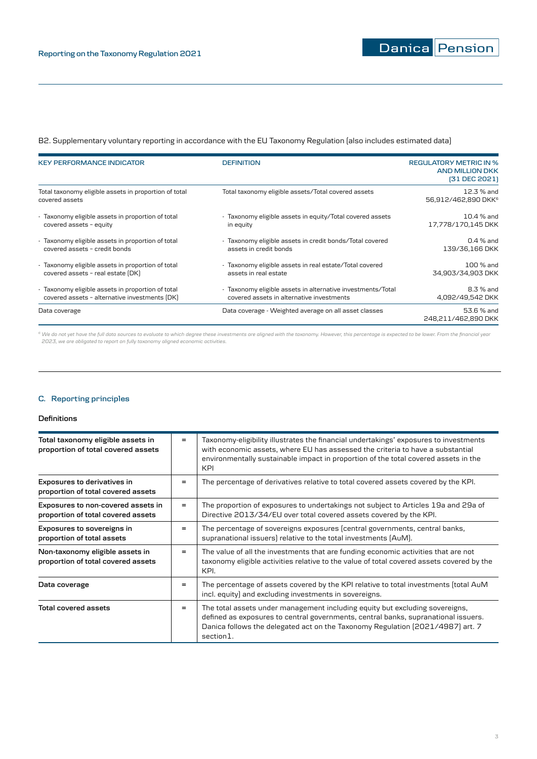B2. Supplementary voluntary reporting in accordance with the EU Taxonomy Regulation (also includes estimated data)

| KEY PERFORMANCE INDICATOR | DEFINITION | REGULATORY METRIC IN % AND MILLION DKK (31 DEC 2021) |
|---|---|---|
| Total taxonomy eligible assets in proportion of total covered assets | Total taxonomy eligible assets/Total covered assets | 12.3 % and 56,912/462,890 DKK[6] |
| - Taxonomy eligible assets in proportion of total covered assets - equity | - Taxonomy eligible assets in equity/Total covered assets in equity | 10.4 % and 17,778/170,145 DKK |
| - Taxonomy eligible assets in proportion of total covered assets - credit bonds | - Taxonomy eligible assets in credit bonds/Total covered assets in credit bonds | 0.4 % and 139/36,166 DKK |
| - Taxonomy eligible assets in proportion of total covered assets - real estate (DK) | - Taxonomy eligible assets in real estate/Total covered assets in real estate | 100 % and 34,903/34,903 DKK |
| - Taxonomy eligible assets in proportion of total covered assets - alternative investments (DK) | - Taxonomy eligible assets in alternative investments/Total covered assets in alternative investments | 8.3 % and 4,092/49,542 DKK |
| Data coverage | Data coverage - Weighted average on all asset classes | 53.6 % and 248,211/462,890 DKK |

*[6] We do not yet have the full data sources to evaluate to which degree these investments are aligned with the taxonomy. However, this percentage is expected to be lower. From the financial year 2023, we are obligated to report on fully taxonomy aligned economic activities.*

## C. Reporting principles

### Definitions

| | | |
|---|---|---|
| **Total taxonomy eligible assets in proportion of total covered assets** | = | Taxonomy-eligibility illustrates the financial undertakings' exposures to investments with economic assets, where EU has assessed the criteria to have a substantial environmentally sustainable impact in proportion of the total covered assets in the KPI |
| **Exposures to derivatives in proportion of total covered assets** | = | The percentage of derivatives relative to total covered assets covered by the KPI. |
| **Exposures to non-covered assets in proportion of total covered assets** | = | The proportion of exposures to undertakings not subject to Articles 19a and 29a of Directive 2013/34/EU over total covered assets covered by the KPI. |
| **Exposures to sovereigns in proportion of total assets** | = | The percentage of sovereigns exposures (central governments, central banks, supranational issuers) relative to the total investments (AuM). |
| **Non-taxonomy eligible assets in proportion of total covered assets** | = | The value of all the investments that are funding economic activities that are not taxonomy eligible activities relative to the value of total covered assets covered by the KPI. |
| **Data coverage** | = | The percentage of assets covered by the KPI relative to total investments (total AuM incl. equity) and excluding investments in sovereigns. |
| **Total covered assets** | = | The total assets under management including equity but excluding sovereigns, defined as exposures to central governments, central banks, supranational issuers. Danica follows the delegated act on the Taxonomy Regulation (2021/4987) art. 7 section1. |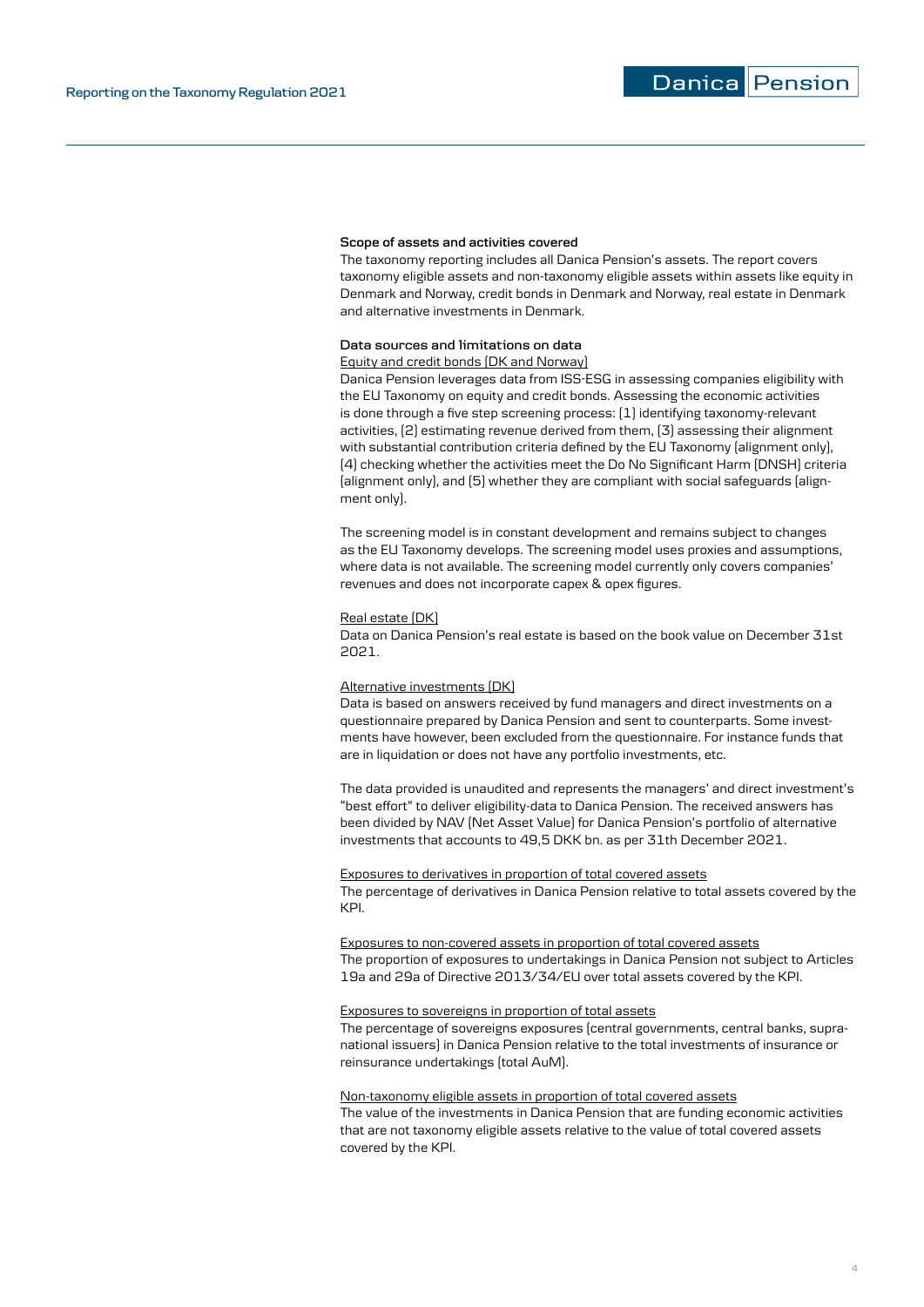### Scope of assets and activities covered

The taxonomy reporting includes all Danica Pension's assets. The report covers taxonomy eligible assets and non-taxonomy eligible assets within assets like equity in Denmark and Norway, credit bonds in Denmark and Norway, real estate in Denmark and alternative investments in Denmark.

### Data sources and limitations on data

Equity and credit bonds (DK and Norway)

Danica Pension leverages data from ISS-ESG in assessing companies eligibility with the EU Taxonomy on equity and credit bonds. Assessing the economic activities is done through a five step screening process: (1) identifying taxonomy-relevant activities, (2) estimating revenue derived from them, (3) assessing their alignment with substantial contribution criteria defined by the EU Taxonomy (alignment only), (4) checking whether the activities meet the Do No Significant Harm (DNSH) criteria (alignment only), and (5) whether they are compliant with social safeguards (alignment only).

The screening model is in constant development and remains subject to changes as the EU Taxonomy develops. The screening model uses proxies and assumptions, where data is not available. The screening model currently only covers companies' revenues and does not incorporate capex & opex figures.

Real estate (DK)

Data on Danica Pension's real estate is based on the book value on December 31st 2021.

Alternative investments (DK)

Data is based on answers received by fund managers and direct investments on a questionnaire prepared by Danica Pension and sent to counterparts. Some investments have however, been excluded from the questionnaire. For instance funds that are in liquidation or does not have any portfolio investments, etc.

The data provided is unaudited and represents the managers' and direct investment's "best effort" to deliver eligibility-data to Danica Pension. The received answers has been divided by NAV (Net Asset Value) for Danica Pension's portfolio of alternative investments that accounts to 49,5 DKK bn. as per 31th December 2021.

Exposures to derivatives in proportion of total covered assets

The percentage of derivatives in Danica Pension relative to total assets covered by the KPI.

Exposures to non-covered assets in proportion of total covered assets

The proportion of exposures to undertakings in Danica Pension not subject to Articles 19a and 29a of Directive 2013/34/EU over total assets covered by the KPI.

Exposures to sovereigns in proportion of total assets

The percentage of sovereigns exposures (central governments, central banks, supranational issuers) in Danica Pension relative to the total investments of insurance or reinsurance undertakings (total AuM).

Non-taxonomy eligible assets in proportion of total covered assets

The value of the investments in Danica Pension that are funding economic activities that are not taxonomy eligible assets relative to the value of total covered assets covered by the KPI.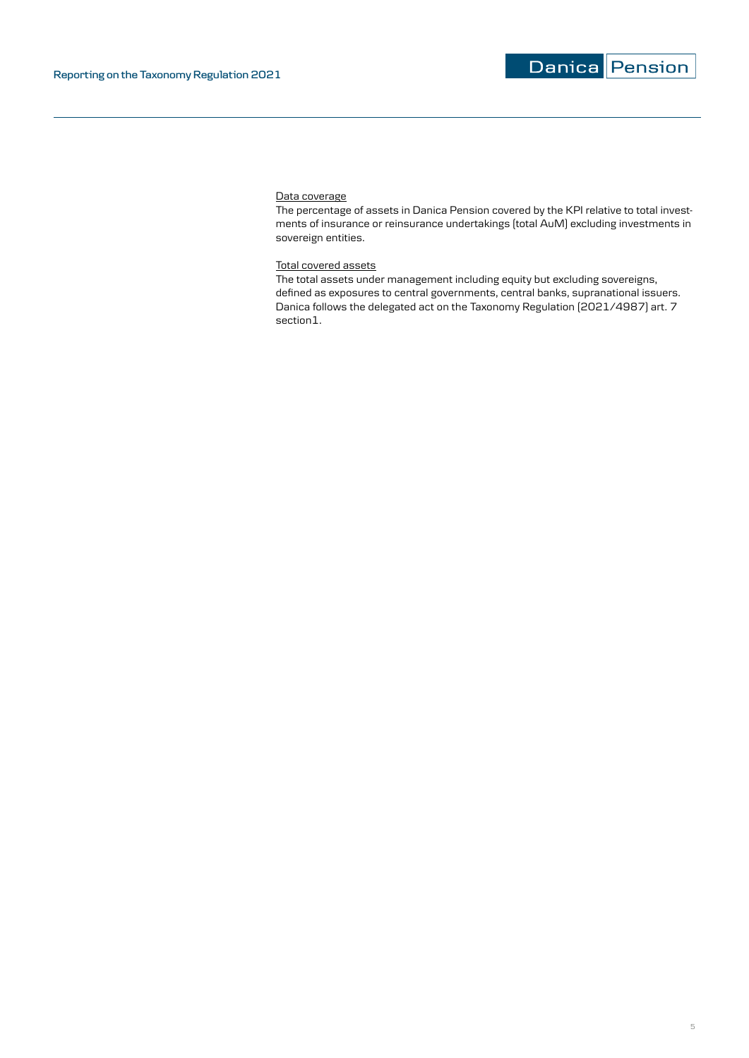Data coverage

The percentage of assets in Danica Pension covered by the KPI relative to total investments of insurance or reinsurance undertakings (total AuM) excluding investments in sovereign entities.

Total covered assets

The total assets under management including equity but excluding sovereigns, defined as exposures to central governments, central banks, supranational issuers. Danica follows the delegated act on the Taxonomy Regulation (2021/4987) art. 7 section1.